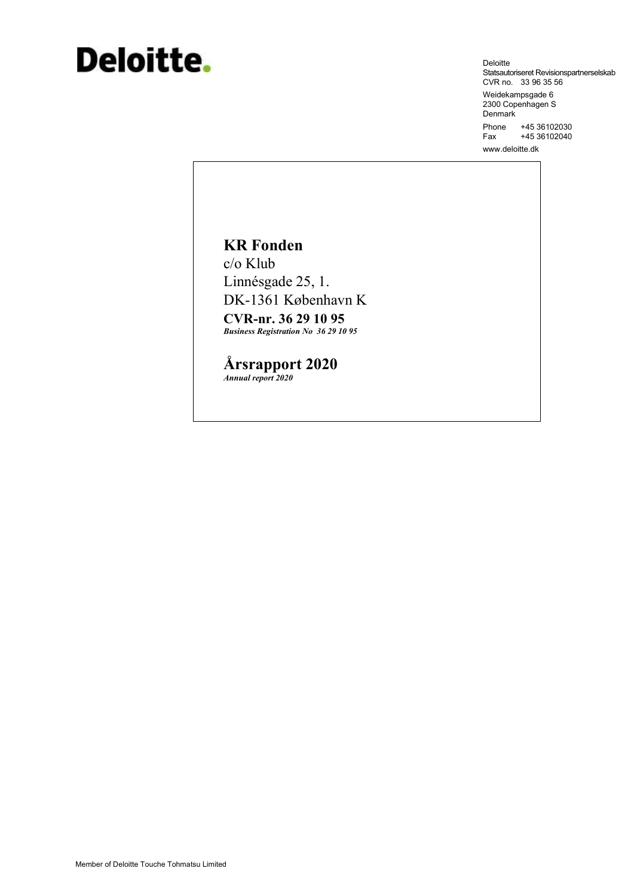# Deloitte.

Deloitte
Statsautoriseret Revisionspartnerselskab
CVR no. 33 96 35 56

Weidekampsgade 6
2300 Copenhagen S
Denmark

Phone +45 36102030
Fax +45 36102040

www.deloitte.dk

## KR Fonden

c/o Klub
Linnésgade 25, 1.
DK-1361 København K

**CVR-nr. 36 29 10 95**
***Business Registration No 36 29 10 95***

## Årsrapport 2020

***Annual report 2020***

Member of Deloitte Touche Tohmatsu Limited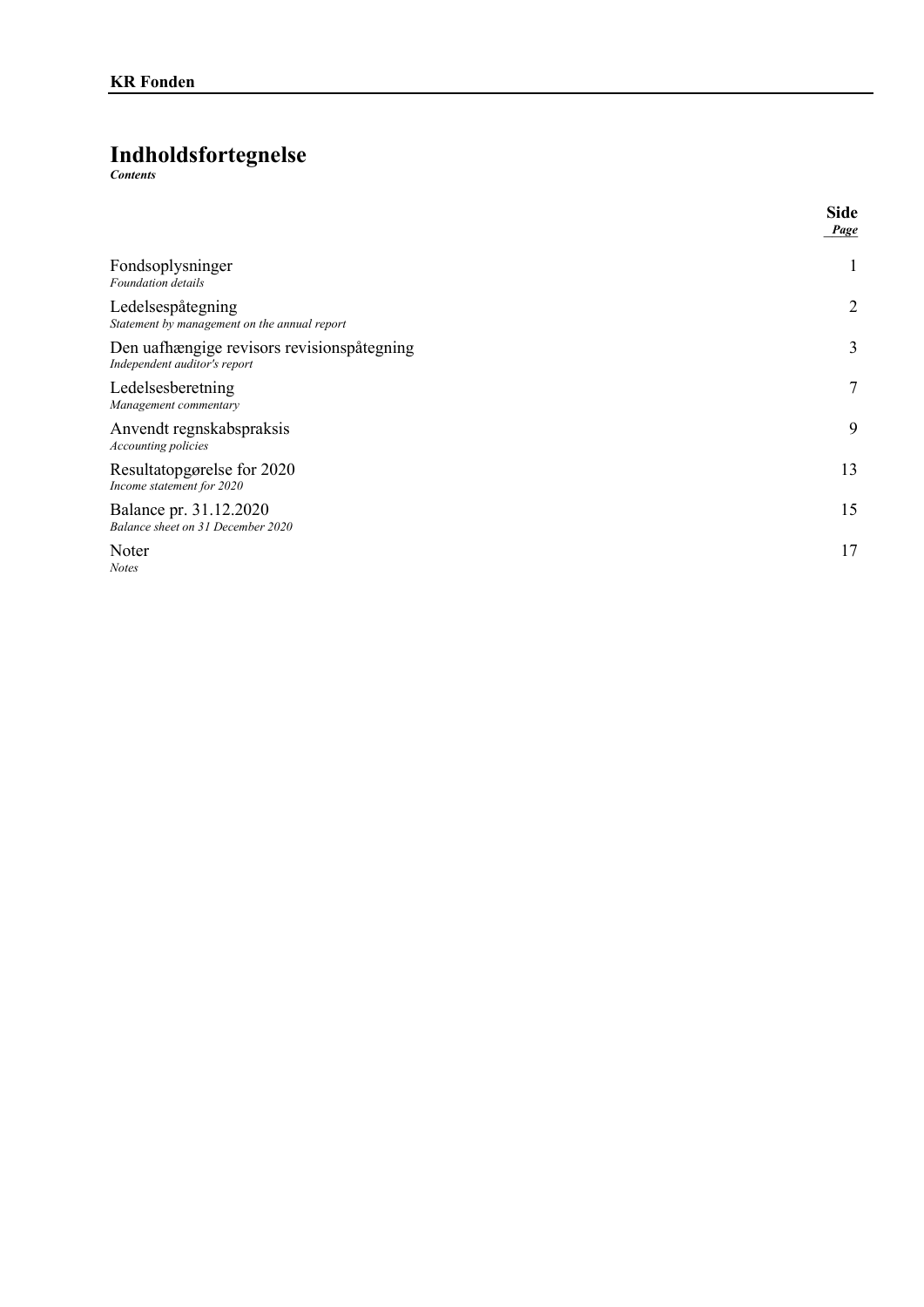# Indholdsfortegnelse

***Contents***

| | Side *Page* |
|---|---|
| Fondsoplysninger *Foundation details* | 1 |
| Ledelsespåtegning *Statement by management on the annual report* | 2 |
| Den uafhængige revisors revisionspåtegning *Independent auditor's report* | 3 |
| Ledelsesberetning *Management commentary* | 7 |
| Anvendt regnskabspraksis *Accounting policies* | 9 |
| Resultatopgørelse for 2020 *Income statement for 2020* | 13 |
| Balance pr. 31.12.2020 *Balance sheet on 31 December 2020* | 15 |
| Noter *Notes* | 17 |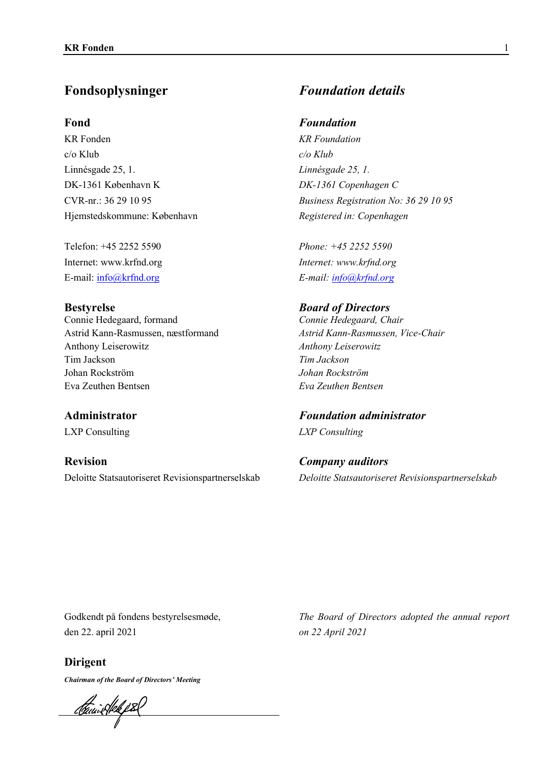## Fondsoplysninger

### Fond

KR Fonden
c/o Klub
Linnésgade 25, 1.
DK-1361 København K
CVR-nr.: 36 29 10 95
Hjemstedskommune: København

Telefon: +45 2252 5590
Internet: www.krfnd.org
E-mail: info@krfnd.org

### Bestyrelse

Connie Hedegaard, formand
Astrid Kann-Rasmussen, næstformand
Anthony Leiserowitz
Tim Jackson
Johan Rockström
Eva Zeuthen Bentsen

### Administrator

LXP Consulting

### Revision

Deloitte Statsautoriseret Revisionspartnerselskab

## *Foundation details*

### *Foundation*

*KR Foundation*
*c/o Klub*
*Linnésgade 25, 1.*
*DK-1361 Copenhagen C*
*Business Registration No: 36 29 10 95*
*Registered in: Copenhagen*

*Phone: +45 2252 5590*
*Internet: www.krfnd.org*
*E-mail: info@krfnd.org*

### *Board of Directors*

*Connie Hedegaard, Chair*
*Astrid Kann-Rasmussen, Vice-Chair*
*Anthony Leiserowitz*
*Tim Jackson*
*Johan Rockström*
*Eva Zeuthen Bentsen*

### *Foundation administrator*

*LXP Consulting*

### *Company auditors*

*Deloitte Statsautoriseret Revisionspartnerselskab*

Godkendt på fondens bestyrelsesmøde, den 22. april 2021

*The Board of Directors adopted the annual report on 22 April 2021*

### Dirigent

***Chairman of the Board of Directors' Meeting***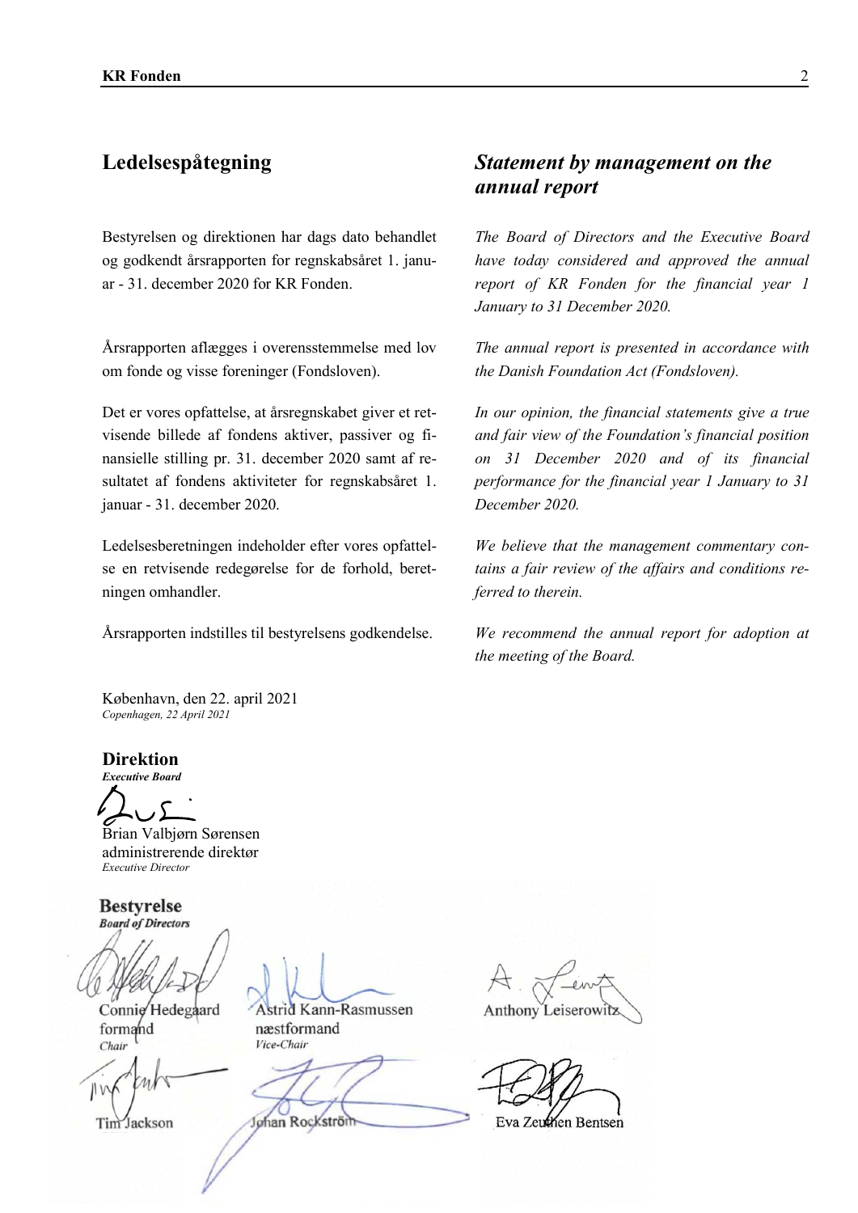## Ledelsespåtegning

Bestyrelsen og direktionen har dags dato behandlet og godkendt årsrapporten for regnskabsåret 1. januar - 31. december 2020 for KR Fonden.

Årsrapporten aflægges i overensstemmelse med lov om fonde og visse foreninger (Fondsloven).

Det er vores opfattelse, at årsregnskabet giver et retvisende billede af fondens aktiver, passiver og finansielle stilling pr. 31. december 2020 samt af resultatet af fondens aktiviteter for regnskabsåret 1. januar - 31. december 2020.

Ledelsesberetningen indeholder efter vores opfattelse en retvisende redegørelse for de forhold, beretningen omhandler.

Årsrapporten indstilles til bestyrelsens godkendelse.

## *Statement by management on the annual report*

*The Board of Directors and the Executive Board have today considered and approved the annual report of KR Fonden for the financial year 1 January to 31 December 2020.*

*The annual report is presented in accordance with the Danish Foundation Act (Fondsloven).*

*In our opinion, the financial statements give a true and fair view of the Foundation's financial position on 31 December 2020 and of its financial performance for the financial year 1 January to 31 December 2020.*

*We believe that the management commentary contains a fair review of the affairs and conditions referred to therein.*

*We recommend the annual report for adoption at the meeting of the Board.*

København, den 22. april 2021
*Copenhagen, 22 April 2021*

**Direktion**
***Executive Board***

Brian Valbjørn Sørensen
administrerende direktør
*Executive Director*

**Bestyrelse**
***Board of Directors***

Connie Hedegaard
formand
*Chair*

Astrid Kann-Rasmussen
næstformand
*Vice-Chair*

Anthony Leiserowitz

Tim Jackson

Johan Rockström

Eva Zeuthen Bentsen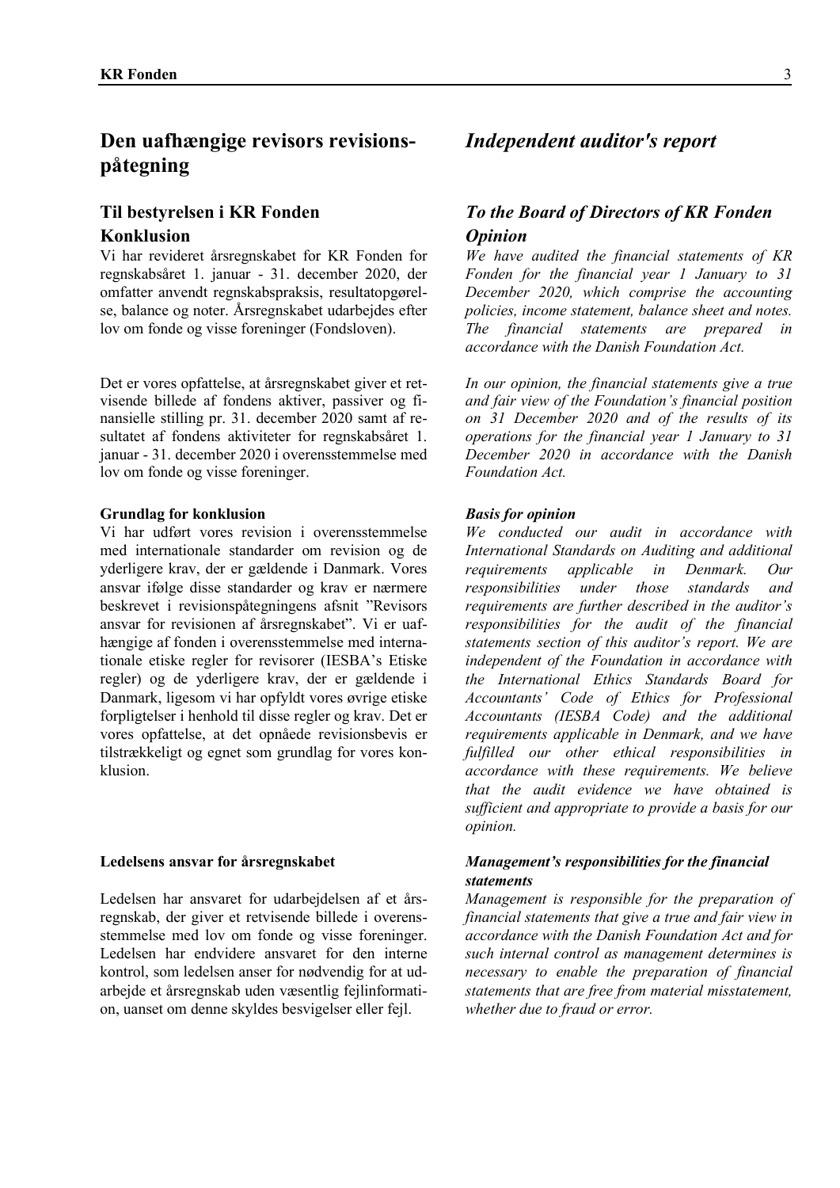# Den uafhængige revisors revisionspåtegning

## Til bestyrelsen i KR Fonden

### Konklusion

Vi har revideret årsregnskabet for KR Fonden for regnskabsåret 1. januar - 31. december 2020, der omfatter anvendt regnskabspraksis, resultatopgørelse, balance og noter. Årsregnskabet udarbejdes efter lov om fonde og visse foreninger (Fondsloven).

Det er vores opfattelse, at årsregnskabet giver et retvisende billede af fondens aktiver, passiver og finansielle stilling pr. 31. december 2020 samt af resultatet af fondens aktiviteter for regnskabsåret 1. januar - 31. december 2020 i overensstemmelse med lov om fonde og visse foreninger.

**Grundlag for konklusion**

Vi har udført vores revision i overensstemmelse med internationale standarder om revision og de yderligere krav, der er gældende i Danmark. Vores ansvar ifølge disse standarder og krav er nærmere beskrevet i revisionspåtegningens afsnit "Revisors ansvar for revisionen af årsregnskabet". Vi er uafhængige af fonden i overensstemmelse med internationale etiske regler for revisorer (IESBA's Etiske regler) og de yderligere krav, der er gældende i Danmark, ligesom vi har opfyldt vores øvrige etiske forpligtelser i henhold til disse regler og krav. Det er vores opfattelse, at det opnåede revisionsbevis er tilstrækkeligt og egnet som grundlag for vores konklusion.

**Ledelsens ansvar for årsregnskabet**

Ledelsen har ansvaret for udarbejdelsen af et årsregnskab, der giver et retvisende billede i overensstemmelse med lov om fonde og visse foreninger. Ledelsen har endvidere ansvaret for den interne kontrol, som ledelsen anser for nødvendig for at udarbejde et årsregnskab uden væsentlig fejlinformation, uanset om denne skyldes besvigelser eller fejl.

# *Independent auditor's report*

## *To the Board of Directors of KR Fonden*

### *Opinion*

*We have audited the financial statements of KR Fonden for the financial year 1 January to 31 December 2020, which comprise the accounting policies, income statement, balance sheet and notes. The financial statements are prepared in accordance with the Danish Foundation Act.*

*In our opinion, the financial statements give a true and fair view of the Foundation's financial position on 31 December 2020 and of the results of its operations for the financial year 1 January to 31 December 2020 in accordance with the Danish Foundation Act.*

***Basis for opinion***

*We conducted our audit in accordance with International Standards on Auditing and additional requirements applicable in Denmark. Our responsibilities under those standards and requirements are further described in the auditor's responsibilities for the audit of the financial statements section of this auditor's report. We are independent of the Foundation in accordance with the International Ethics Standards Board for Accountants' Code of Ethics for Professional Accountants (IESBA Code) and the additional requirements applicable in Denmark, and we have fulfilled our other ethical responsibilities in accordance with these requirements. We believe that the audit evidence we have obtained is sufficient and appropriate to provide a basis for our opinion.*

***Management's responsibilities for the financial statements***

*Management is responsible for the preparation of financial statements that give a true and fair view in accordance with the Danish Foundation Act and for such internal control as management determines is necessary to enable the preparation of financial statements that are free from material misstatement, whether due to fraud or error.*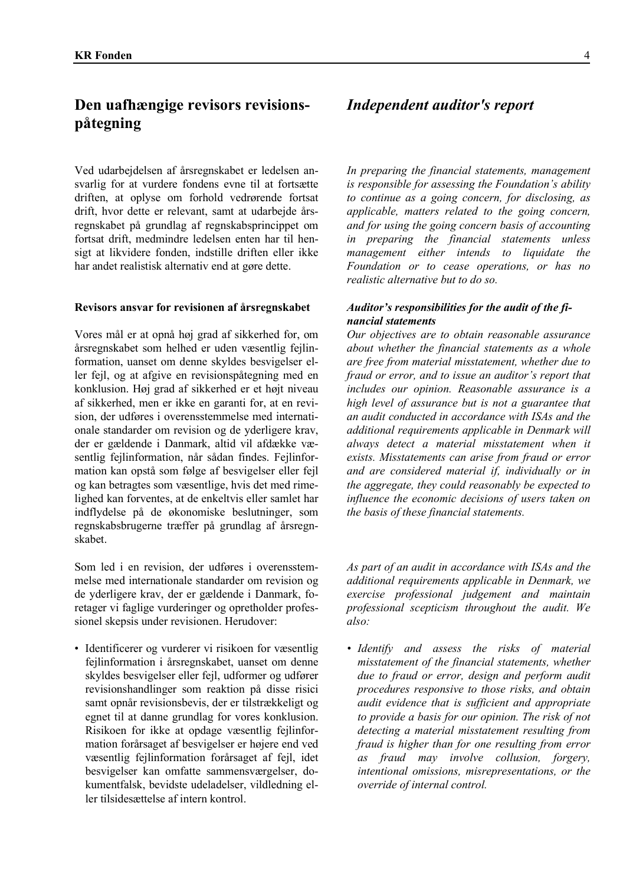# Den uafhængige revisors revisionspåtegning

Ved udarbejdelsen af årsregnskabet er ledelsen ansvarlig for at vurdere fondens evne til at fortsætte driften, at oplyse om forhold vedrørende fortsat drift, hvor dette er relevant, samt at udarbejde årsregnskabet på grundlag af regnskabsprincippet om fortsat drift, medmindre ledelsen enten har til hensigt at likvidere fonden, indstille driften eller ikke har andet realistisk alternativ end at gøre dette.

**Revisors ansvar for revisionen af årsregnskabet**

Vores mål er at opnå høj grad af sikkerhed for, om årsregnskabet som helhed er uden væsentlig fejlinformation, uanset om denne skyldes besvigelser eller fejl, og at afgive en revisionspåtegning med en konklusion. Høj grad af sikkerhed er et højt niveau af sikkerhed, men er ikke en garanti for, at en revision, der udføres i overensstemmelse med internationale standarder om revision og de yderligere krav, der er gældende i Danmark, altid vil afdække væsentlig fejlinformation, når sådan findes. Fejlinformation kan opstå som følge af besvigelser eller fejl og kan betragtes som væsentlige, hvis det med rimelighed kan forventes, at de enkeltvis eller samlet har indflydelse på de økonomiske beslutninger, som regnskabsbrugerne træffer på grundlag af årsregnskabet.

Som led i en revision, der udføres i overensstemmelse med internationale standarder om revision og de yderligere krav, der er gældende i Danmark, foretager vi faglige vurderinger og opretholder professionel skepsis under revisionen. Herudover:

- Identificerer og vurderer vi risikoen for væsentlig fejlinformation i årsregnskabet, uanset om denne skyldes besvigelser eller fejl, udformer og udfører revisionshandlinger som reaktion på disse risici samt opnår revisionsbevis, der er tilstrækkeligt og egnet til at danne grundlag for vores konklusion. Risikoen for ikke at opdage væsentlig fejlinformation forårsaget af besvigelser er højere end ved væsentlig fejlinformation forårsaget af fejl, idet besvigelser kan omfatte sammensværgelser, dokumentfalsk, bevidste udeladelser, vildledning eller tilsidesættelse af intern kontrol.

# *Independent auditor's report*

*In preparing the financial statements, management is responsible for assessing the Foundation's ability to continue as a going concern, for disclosing, as applicable, matters related to the going concern, and for using the going concern basis of accounting in preparing the financial statements unless management either intends to liquidate the Foundation or to cease operations, or has no realistic alternative but to do so.*

***Auditor's responsibilities for the audit of the financial statements***

*Our objectives are to obtain reasonable assurance about whether the financial statements as a whole are free from material misstatement, whether due to fraud or error, and to issue an auditor's report that includes our opinion. Reasonable assurance is a high level of assurance but is not a guarantee that an audit conducted in accordance with ISAs and the additional requirements applicable in Denmark will always detect a material misstatement when it exists. Misstatements can arise from fraud or error and are considered material if, individually or in the aggregate, they could reasonably be expected to influence the economic decisions of users taken on the basis of these financial statements.*

*As part of an audit in accordance with ISAs and the additional requirements applicable in Denmark, we exercise professional judgement and maintain professional scepticism throughout the audit. We also:*

- *Identify and assess the risks of material misstatement of the financial statements, whether due to fraud or error, design and perform audit procedures responsive to those risks, and obtain audit evidence that is sufficient and appropriate to provide a basis for our opinion. The risk of not detecting a material misstatement resulting from fraud is higher than for one resulting from error as fraud may involve collusion, forgery, intentional omissions, misrepresentations, or the override of internal control.*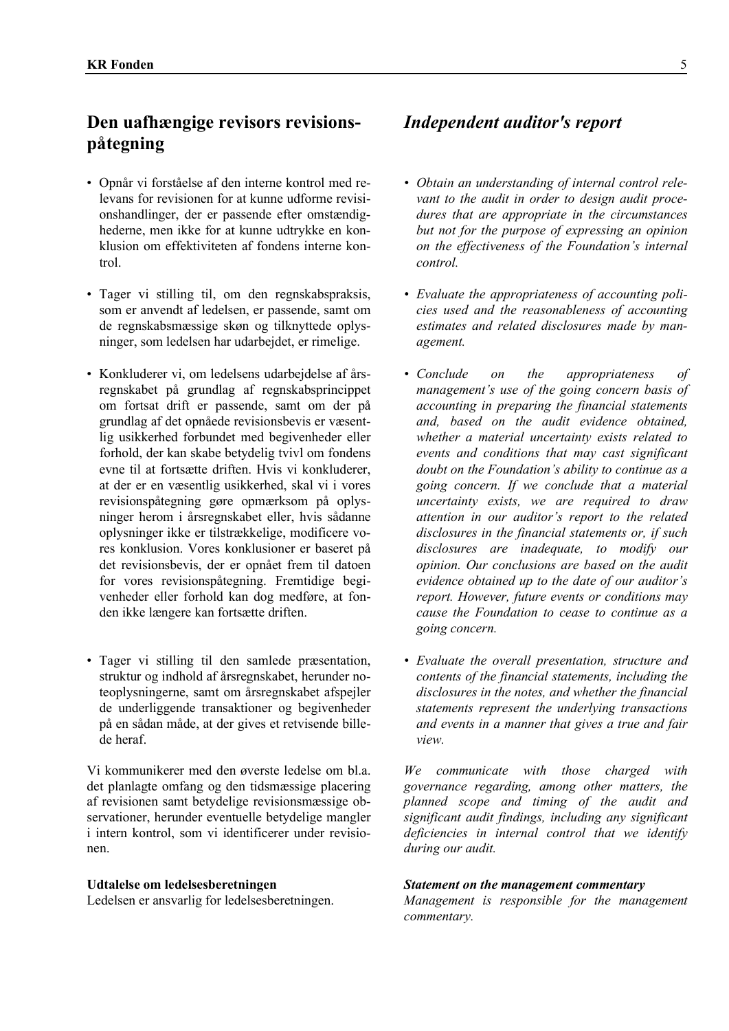## Den uafhængige revisors revisionspåtegning

- Opnår vi forståelse af den interne kontrol med relevans for revisionen for at kunne udforme revisionshandlinger, der er passende efter omstændighederne, men ikke for at kunne udtrykke en konklusion om effektiviteten af fondens interne kontrol.

- Tager vi stilling til, om den regnskabspraksis, som er anvendt af ledelsen, er passende, samt om de regnskabsmæssige skøn og tilknyttede oplysninger, som ledelsen har udarbejdet, er rimelige.

- Konkluderer vi, om ledelsens udarbejdelse af årsregnskabet på grundlag af regnskabsprincippet om fortsat drift er passende, samt om der på grundlag af det opnåede revisionsbevis er væsentlig usikkerhed forbundet med begivenheder eller forhold, der kan skabe betydelig tvivl om fondens evne til at fortsætte driften. Hvis vi konkluderer, at der er en væsentlig usikkerhed, skal vi i vores revisionspåtegning gøre opmærksom på oplysninger herom i årsregnskabet eller, hvis sådanne oplysninger ikke er tilstrækkelige, modificere vores konklusion. Vores konklusioner er baseret på det revisionsbevis, der er opnået frem til datoen for vores revisionspåtegning. Fremtidige begivenheder eller forhold kan dog medføre, at fonden ikke længere kan fortsætte driften.

- Tager vi stilling til den samlede præsentation, struktur og indhold af årsregnskabet, herunder noteoplysningerne, samt om årsregnskabet afspejler de underliggende transaktioner og begivenheder på en sådan måde, at der gives et retvisende billede heraf.

Vi kommunikerer med den øverste ledelse om bl.a. det planlagte omfang og den tidsmæssige placering af revisionen samt betydelige revisionsmæssige observationer, herunder eventuelle betydelige mangler i intern kontrol, som vi identificerer under revisionen.

**Udtalelse om ledelsesberetningen**
Ledelsen er ansvarlig for ledelsesberetningen.

## *Independent auditor's report*

- *Obtain an understanding of internal control relevant to the audit in order to design audit procedures that are appropriate in the circumstances but not for the purpose of expressing an opinion on the effectiveness of the Foundation's internal control.*

- *Evaluate the appropriateness of accounting policies used and the reasonableness of accounting estimates and related disclosures made by management.*

- *Conclude on the appropriateness of management's use of the going concern basis of accounting in preparing the financial statements and, based on the audit evidence obtained, whether a material uncertainty exists related to events and conditions that may cast significant doubt on the Foundation's ability to continue as a going concern. If we conclude that a material uncertainty exists, we are required to draw attention in our auditor's report to the related disclosures in the financial statements or, if such disclosures are inadequate, to modify our opinion. Our conclusions are based on the audit evidence obtained up to the date of our auditor's report. However, future events or conditions may cause the Foundation to cease to continue as a going concern.*

- *Evaluate the overall presentation, structure and contents of the financial statements, including the disclosures in the notes, and whether the financial statements represent the underlying transactions and events in a manner that gives a true and fair view.*

*We communicate with those charged with governance regarding, among other matters, the planned scope and timing of the audit and significant audit findings, including any significant deficiencies in internal control that we identify during our audit.*

***Statement on the management commentary***
*Management is responsible for the management commentary.*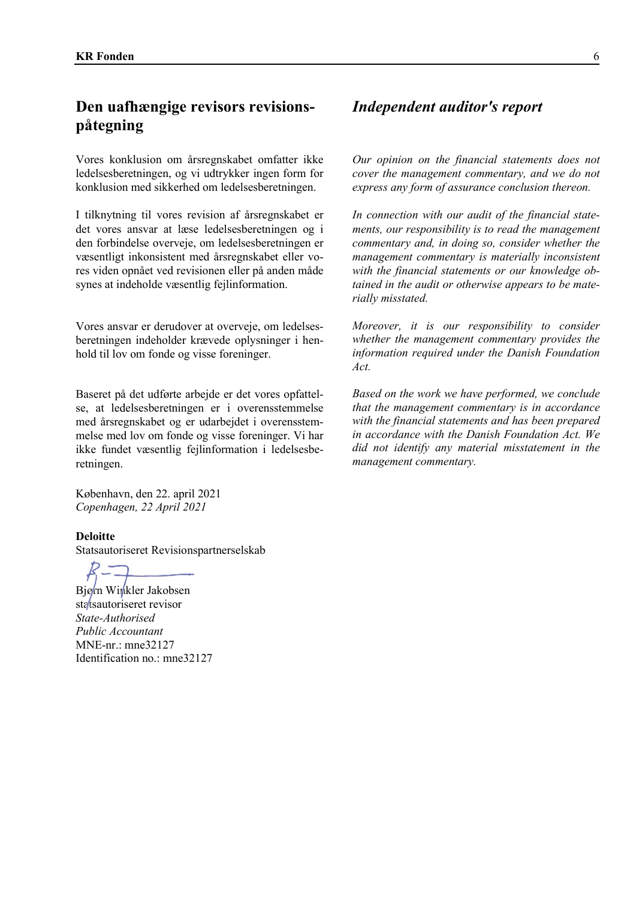## Den uafhængige revisors revisionspåtegning

## *Independent auditor's report*

Vores konklusion om årsregnskabet omfatter ikke ledelsesberetningen, og vi udtrykker ingen form for konklusion med sikkerhed om ledelsesberetningen.

*Our opinion on the financial statements does not cover the management commentary, and we do not express any form of assurance conclusion thereon.*

I tilknytning til vores revision af årsregnskabet er det vores ansvar at læse ledelsesberetningen og i den forbindelse overveje, om ledelsesberetningen er væsentligt inkonsistent med årsregnskabet eller vores viden opnået ved revisionen eller på anden måde synes at indeholde væsentlig fejlinformation.

*In connection with our audit of the financial statements, our responsibility is to read the management commentary and, in doing so, consider whether the management commentary is materially inconsistent with the financial statements or our knowledge obtained in the audit or otherwise appears to be materially misstated.*

Vores ansvar er derudover at overveje, om ledelsesberetningen indeholder krævede oplysninger i henhold til lov om fonde og visse foreninger.

*Moreover, it is our responsibility to consider whether the management commentary provides the information required under the Danish Foundation Act.*

Baseret på det udførte arbejde er det vores opfattelse, at ledelsesberetningen er i overensstemmelse med årsregnskabet og er udarbejdet i overensstemmelse med lov om fonde og visse foreninger. Vi har ikke fundet væsentlig fejlinformation i ledelsesberetningen.

*Based on the work we have performed, we conclude that the management commentary is in accordance with the financial statements and has been prepared in accordance with the Danish Foundation Act. We did not identify any material misstatement in the management commentary.*

København, den 22. april 2021
*Copenhagen, 22 April 2021*

**Deloitte**
Statsautoriseret Revisionspartnerselskab

Bjørn Winkler Jakobsen
statsautoriseret revisor
*State-Authorised*
*Public Accountant*
MNE-nr.: mne32127
Identification no.: mne32127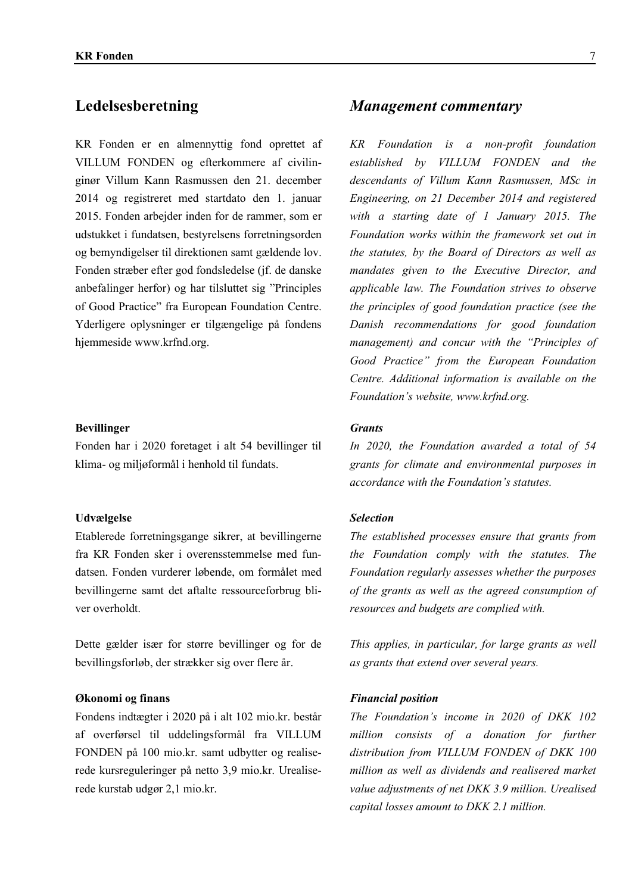## Ledelsesberetning

KR Fonden er en almennyttig fond oprettet af VILLUM FONDEN og efterkommere af civilingeniør Villum Kann Rasmussen den 21. december 2014 og registreret med startdato den 1. januar 2015. Fonden arbejder inden for de rammer, som er udstukket i fundatsen, bestyrelsens forretningsorden og bemyndigelser til direktionen samt gældende lov. Fonden stræber efter god fondsledelse (jf. de danske anbefalinger herfor) og har tilsluttet sig ”Principles of Good Practice” fra European Foundation Centre. Yderligere oplysninger er tilgængelige på fondens hjemmeside www.krfnd.org.

**Bevillinger**

Fonden har i 2020 foretaget i alt 54 bevillinger til klima- og miljøformål i henhold til fundats.

**Udvælgelse**

Etablerede forretningsgange sikrer, at bevillingerne fra KR Fonden sker i overensstemmelse med fundatsen. Fonden vurderer løbende, om formålet med bevillingerne samt det aftalte ressourceforbrug bliver overholdt.

Dette gælder især for større bevillinger og for de bevillingsforløb, der strækker sig over flere år.

**Økonomi og finans**

Fondens indtægter i 2020 på i alt 102 mio.kr. består af overførsel til uddelingsformål fra VILLUM FONDEN på 100 mio.kr. samt udbytter og realiserede kursreguleringer på netto 3,9 mio.kr. Urealiserede kurstab udgør 2,1 mio.kr.

## *Management commentary*

*KR Foundation is a non-profit foundation established by VILLUM FONDEN and the descendants of Villum Kann Rasmussen, MSc in Engineering, on 21 December 2014 and registered with a starting date of 1 January 2015. The Foundation works within the framework set out in the statutes, by the Board of Directors as well as mandates given to the Executive Director, and applicable law. The Foundation strives to observe the principles of good foundation practice (see the Danish recommendations for good foundation management) and concur with the “Principles of Good Practice” from the European Foundation Centre. Additional information is available on the Foundation’s website, www.krfnd.org.*

***Grants***

*In 2020, the Foundation awarded a total of 54 grants for climate and environmental purposes in accordance with the Foundation’s statutes.*

***Selection***

*The established processes ensure that grants from the Foundation comply with the statutes. The Foundation regularly assesses whether the purposes of the grants as well as the agreed consumption of resources and budgets are complied with.*

*This applies, in particular, for large grants as well as grants that extend over several years.*

***Financial position***

*The Foundation’s income in 2020 of DKK 102 million consists of a donation for further distribution from VILLUM FONDEN of DKK 100 million as well as dividends and realisered market value adjustments of net DKK 3.9 million. Unrealised capital losses amount to DKK 2.1 million.*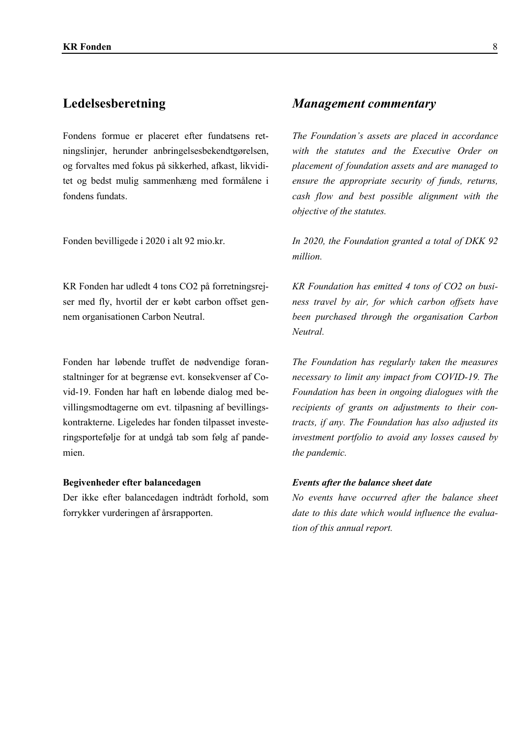## Ledelsesberetning

Fondens formue er placeret efter fundatsens retningslinjer, herunder anbringelsesbekendtgørelsen, og forvaltes med fokus på sikkerhed, afkast, likviditet og bedst mulig sammenhæng med formålene i fondens fundats.

Fonden bevilligede i 2020 i alt 92 mio.kr.

KR Fonden har udledt 4 tons $CO_2$ på forretningsrejser med fly, hvortil der er købt carbon offset gennem organisationen Carbon Neutral.

Fonden har løbende truffet de nødvendige foranstaltninger for at begrænse evt. konsekvenser af Covid-19. Fonden har haft en løbende dialog med bevillingsmodtagerne om evt. tilpasning af bevillingskontrakterne. Ligeledes har fonden tilpasset investeringsportefølje for at undgå tab som følg af pandemien.

**Begivenheder efter balancedagen**

Der ikke efter balancedagen indtrådt forhold, som forrykker vurderingen af årsrapporten.

## *Management commentary*

*The Foundation's assets are placed in accordance with the statutes and the Executive Order on placement of foundation assets and are managed to ensure the appropriate security of funds, returns, cash flow and best possible alignment with the objective of the statutes.*

*In 2020, the Foundation granted a total of DKK 92 million.*

*KR Foundation has emitted 4 tons of $CO_2$ on business travel by air, for which carbon offsets have been purchased through the organisation Carbon Neutral.*

*The Foundation has regularly taken the measures necessary to limit any impact from COVID-19. The Foundation has been in ongoing dialogues with the recipients of grants on adjustments to their contracts, if any. The Foundation has also adjusted its investment portfolio to avoid any losses caused by the pandemic.*

***Events after the balance sheet date***

*No events have occurred after the balance sheet date to this date which would influence the evaluation of this annual report.*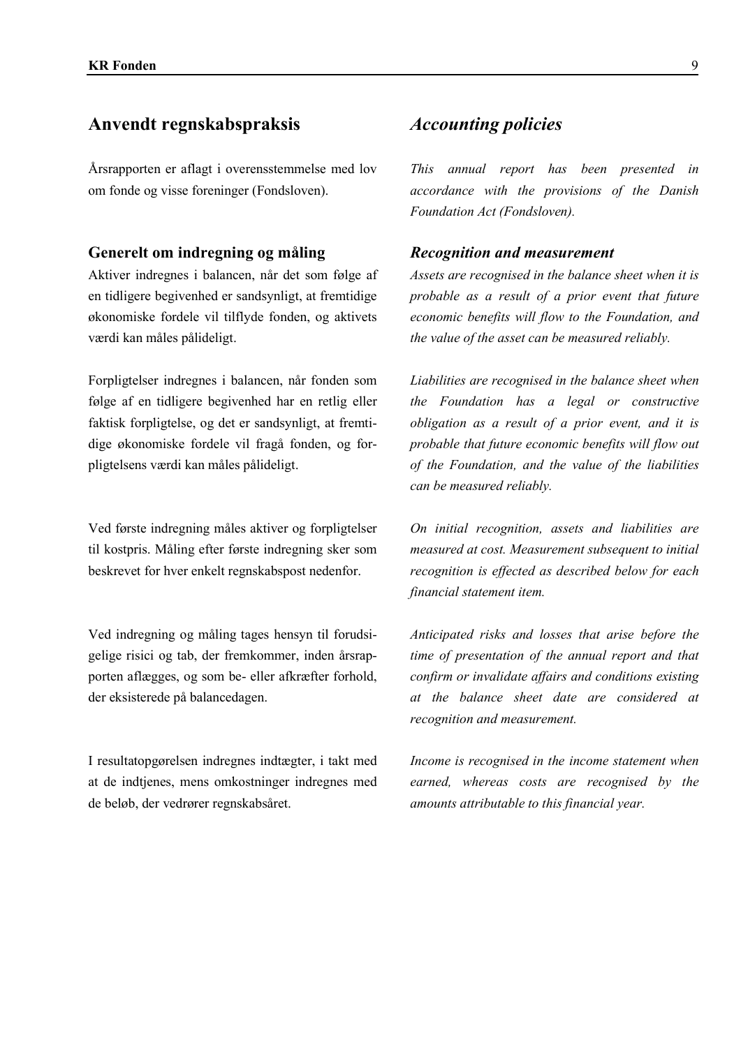## Anvendt regnskabspraksis

Årsrapporten er aflagt i overensstemmelse med lov om fonde og visse foreninger (Fondsloven).

### Generelt om indregning og måling

Aktiver indregnes i balancen, når det som følge af en tidligere begivenhed er sandsynligt, at fremtidige økonomiske fordele vil tilflyde fonden, og aktivets værdi kan måles pålideligt.

Forpligtelser indregnes i balancen, når fonden som følge af en tidligere begivenhed har en retlig eller faktisk forpligtelse, og det er sandsynligt, at fremtidige økonomiske fordele vil fragå fonden, og forpligtelsens værdi kan måles pålideligt.

Ved første indregning måles aktiver og forpligtelser til kostpris. Måling efter første indregning sker som beskrevet for hver enkelt regnskabspost nedenfor.

Ved indregning og måling tages hensyn til forudsigelige risici og tab, der fremkommer, inden årsrapporten aflægges, og som be- eller afkræfter forhold, der eksisterede på balancedagen.

I resultatopgørelsen indregnes indtægter, i takt med at de indtjenes, mens omkostninger indregnes med de beløb, der vedrører regnskabsåret.

## *Accounting policies*

*This annual report has been presented in accordance with the provisions of the Danish Foundation Act (Fondsloven).*

### *Recognition and measurement*

*Assets are recognised in the balance sheet when it is probable as a result of a prior event that future economic benefits will flow to the Foundation, and the value of the asset can be measured reliably.*

*Liabilities are recognised in the balance sheet when the Foundation has a legal or constructive obligation as a result of a prior event, and it is probable that future economic benefits will flow out of the Foundation, and the value of the liabilities can be measured reliably.*

*On initial recognition, assets and liabilities are measured at cost. Measurement subsequent to initial recognition is effected as described below for each financial statement item.*

*Anticipated risks and losses that arise before the time of presentation of the annual report and that confirm or invalidate affairs and conditions existing at the balance sheet date are considered at recognition and measurement.*

*Income is recognised in the income statement when earned, whereas costs are recognised by the amounts attributable to this financial year.*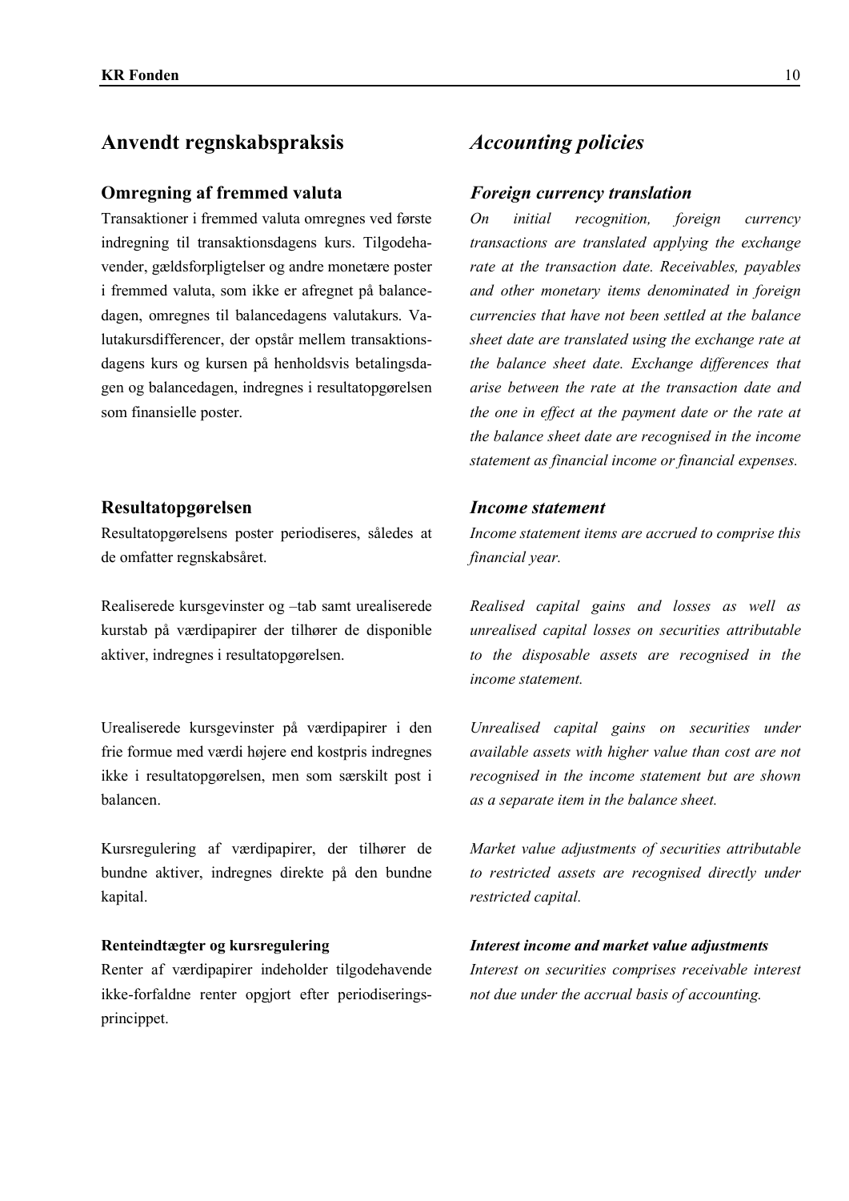## Anvendt regnskabspraksis

### Omregning af fremmed valuta

Transaktioner i fremmed valuta omregnes ved første indregning til transaktionsdagens kurs. Tilgodehavender, gældsforpligtelser og andre monetære poster i fremmed valuta, som ikke er afregnet på balancedagen, omregnes til balancedagens valutakurs. Valutakursdifferencer, der opstår mellem transaktionsdagens kurs og kursen på henholdsvis betalingsdagen og balancedagen, indregnes i resultatopgørelsen som finansielle poster.

### Resultatopgørelsen

Resultatopgørelsens poster periodiseres, således at de omfatter regnskabsåret.

Realiserede kursgevinster og –tab samt urealiserede kurstab på værdipapirer der tilhører de disponible aktiver, indregnes i resultatopgørelsen.

Urealiserede kursgevinster på værdipapirer i den frie formue med værdi højere end kostpris indregnes ikke i resultatopgørelsen, men som særskilt post i balancen.

Kursregulering af værdipapirer, der tilhører de bundne aktiver, indregnes direkte på den bundne kapital.

#### Renteindtægter og kursregulering

Renter af værdipapirer indeholder tilgodehavende ikke-forfaldne renter opgjort efter periodiseringsprincippet.

## *Accounting policies*

### *Foreign currency translation*

*On initial recognition, foreign currency transactions are translated applying the exchange rate at the transaction date. Receivables, payables and other monetary items denominated in foreign currencies that have not been settled at the balance sheet date are translated using the exchange rate at the balance sheet date. Exchange differences that arise between the rate at the transaction date and the one in effect at the payment date or the rate at the balance sheet date are recognised in the income statement as financial income or financial expenses.*

### *Income statement*

*Income statement items are accrued to comprise this financial year.*

*Realised capital gains and losses as well as unrealised capital losses on securities attributable to the disposable assets are recognised in the income statement.*

*Unrealised capital gains on securities under available assets with higher value than cost are not recognised in the income statement but are shown as a separate item in the balance sheet.*

*Market value adjustments of securities attributable to restricted assets are recognised directly under restricted capital.*

#### *Interest income and market value adjustments*

*Interest on securities comprises receivable interest not due under the accrual basis of accounting.*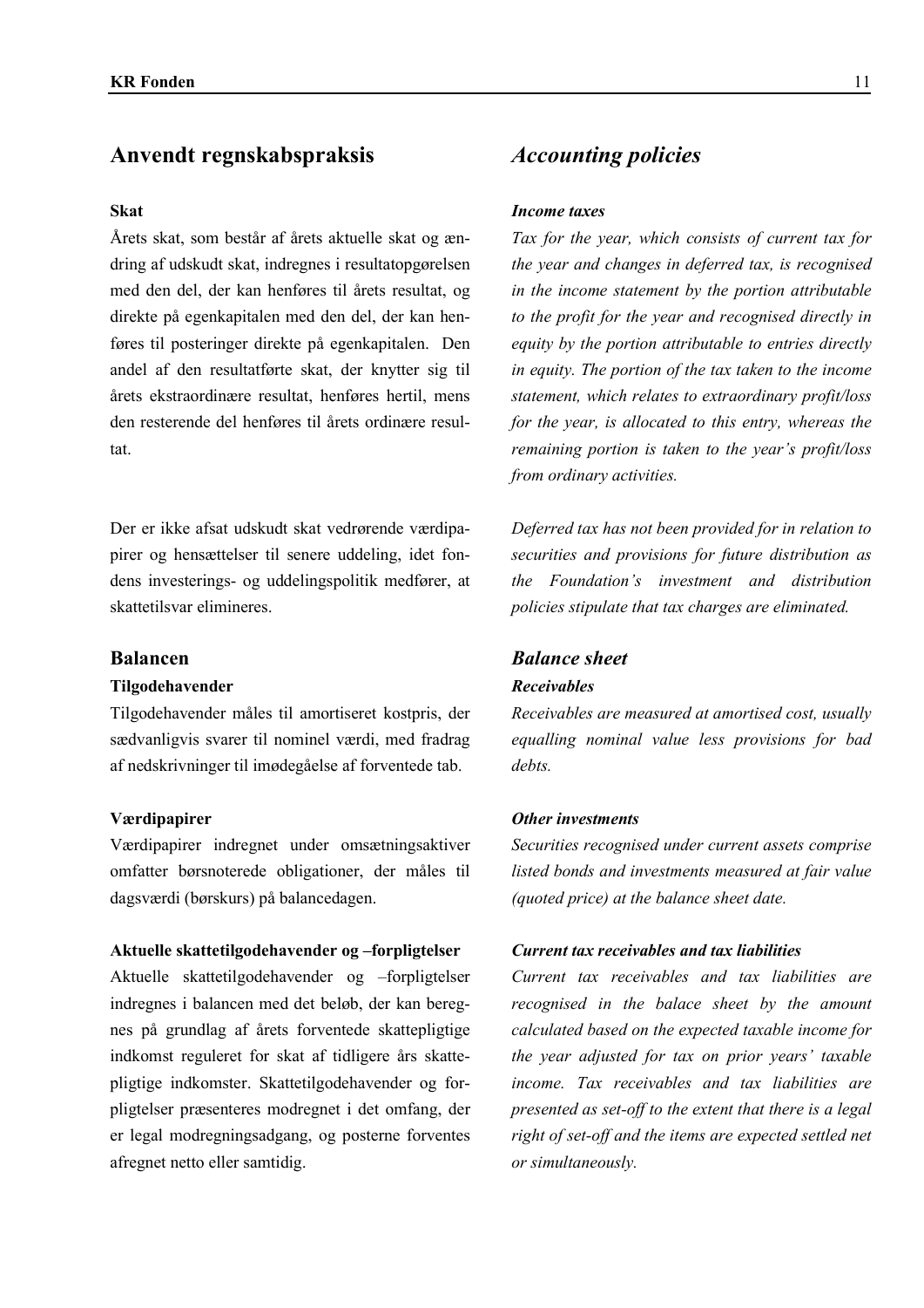## Anvendt regnskabspraksis

**Skat**

Årets skat, som består af årets aktuelle skat og ændring af udskudt skat, indregnes i resultatopgørelsen med den del, der kan henføres til årets resultat, og direkte på egenkapitalen med den del, der kan henføres til posteringer direkte på egenkapitalen. Den andel af den resultatførte skat, der knytter sig til årets ekstraordinære resultat, henføres hertil, mens den resterende del henføres til årets ordinære resultat.

Der er ikke afsat udskudt skat vedrørende værdipapirer og hensættelser til senere uddeling, idet fondens investerings- og uddelingspolitik medfører, at skattetilsvar elimineres.

### Balancen

**Tilgodehavender**

Tilgodehavender måles til amortiseret kostpris, der sædvanligvis svarer til nominel værdi, med fradrag af nedskrivninger til imødegåelse af forventede tab.

**Værdipapirer**

Værdipapirer indregnet under omsætningsaktiver omfatter børsnoterede obligationer, der måles til dagsværdi (børskurs) på balancedagen.

**Aktuelle skattetilgodehavender og –forpligtelser**

Aktuelle skattetilgodehavender og –forpligtelser indregnes i balancen med det beløb, der kan beregnes på grundlag af årets forventede skattepligtige indkomst reguleret for skat af tidligere års skattepligtige indkomster. Skattetilgodehavender og forpligtelser præsenteres modregnet i det omfang, der er legal modregningsadgang, og posterne forventes afregnet netto eller samtidig.

## *Accounting policies*

***Income taxes***

*Tax for the year, which consists of current tax for the year and changes in deferred tax, is recognised in the income statement by the portion attributable to the profit for the year and recognised directly in equity by the portion attributable to entries directly in equity. The portion of the tax taken to the income statement, which relates to extraordinary profit/loss for the year, is allocated to this entry, whereas the remaining portion is taken to the year's profit/loss from ordinary activities.*

*Deferred tax has not been provided for in relation to securities and provisions for future distribution as the Foundation's investment and distribution policies stipulate that tax charges are eliminated.*

### *Balance sheet*

***Receivables***

*Receivables are measured at amortised cost, usually equalling nominal value less provisions for bad debts.*

***Other investments***

*Securities recognised under current assets comprise listed bonds and investments measured at fair value (quoted price) at the balance sheet date.*

***Current tax receivables and tax liabilities***

*Current tax receivables and tax liabilities are recognised in the balace sheet by the amount calculated based on the expected taxable income for the year adjusted for tax on prior years' taxable income. Tax receivables and tax liabilities are presented as set-off to the extent that there is a legal right of set-off and the items are expected settled net or simultaneously.*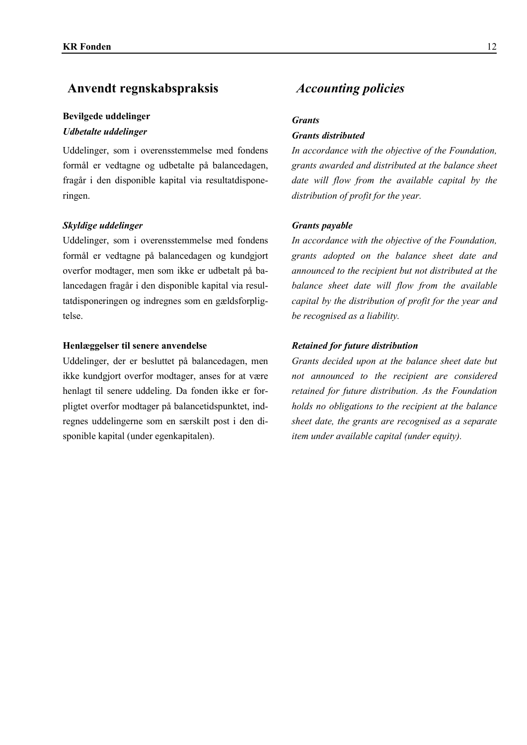## Anvendt regnskabspraksis

### Bevilgede uddelinger

***Udbetalte uddelinger***

Uddelinger, som i overensstemmelse med fondens formål er vedtagne og udbetalte på balancedagen, fragår i den disponible kapital via resultatdisponeringen.

***Skyldige uddelinger***

Uddelinger, som i overensstemmelse med fondens formål er vedtagne på balancedagen og kundgjort overfor modtager, men som ikke er udbetalt på balancedagen fragår i den disponible kapital via resultatdisponeringen og indregnes som en gældsforpligtelse.

**Henlæggelser til senere anvendelse**

Uddelinger, der er besluttet på balancedagen, men ikke kundgjort overfor modtager, anses for at være henlagt til senere uddeling. Da fonden ikke er forpligtet overfor modtager på balancetidspunktet, indregnes uddelingerne som en særskilt post i den disponible kapital (under egenkapitalen).

## *Accounting policies*

### *Grants*

***Grants distributed***

*In accordance with the objective of the Foundation, grants awarded and distributed at the balance sheet date will flow from the available capital by the distribution of profit for the year.*

***Grants payable***

*In accordance with the objective of the Foundation, grants adopted on the balance sheet date and announced to the recipient but not distributed at the balance sheet date will flow from the available capital by the distribution of profit for the year and be recognised as a liability.*

***Retained for future distribution***

*Grants decided upon at the balance sheet date but not announced to the recipient are considered retained for future distribution. As the Foundation holds no obligations to the recipient at the balance sheet date, the grants are recognised as a separate item under available capital (under equity).*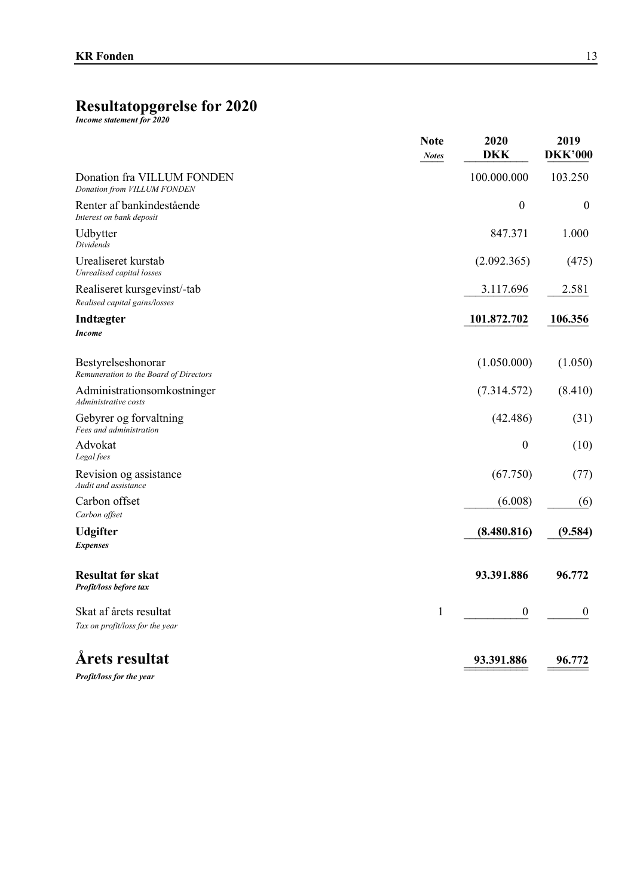# Resultatopgørelse for 2020

***Income statement for 2020***

| | Note<br>*Notes* | 2020<br>DKK | 2019<br>DKK'000 |
|---|---|---|---|
| Donation fra VILLUM FONDEN<br>*Donation from VILLUM FONDEN* | | 100.000.000 | 103.250 |
| Renter af bankindestående<br>*Interest on bank deposit* | | 0 | 0 |
| Udbytter<br>*Dividends* | | 847.371 | 1.000 |
| Urealiseret kurstab<br>*Unrealised capital losses* | | (2.092.365) | (475) |
| Realiseret kursgevinst/-tab<br>*Realised capital gains/losses* | | 3.117.696 | 2.581 |
| **Indtægter**<br>***Income*** | | **101.872.702** | **106.356** |
| Bestyrelseshonorar<br>*Remuneration to the Board of Directors* | | (1.050.000) | (1.050) |
| Administrationsomkostninger<br>*Administrative costs* | | (7.314.572) | (8.410) |
| Gebyrer og forvaltning<br>*Fees and administration* | | (42.486) | (31) |
| Advokat<br>*Legal fees* | | 0 | (10) |
| Revision og assistance<br>*Audit and assistance* | | (67.750) | (77) |
| Carbon offset<br>*Carbon offset* | | (6.008) | (6) |
| **Udgifter**<br>***Expenses*** | | **(8.480.816)** | **(9.584)** |
| **Resultat før skat**<br>***Profit/loss before tax*** | | **93.391.886** | **96.772** |
| Skat af årets resultat<br>*Tax on profit/loss for the year* | 1 | 0 | 0 |
| **Årets resultat**<br>***Profit/loss for the year*** | | **93.391.886** | **96.772** |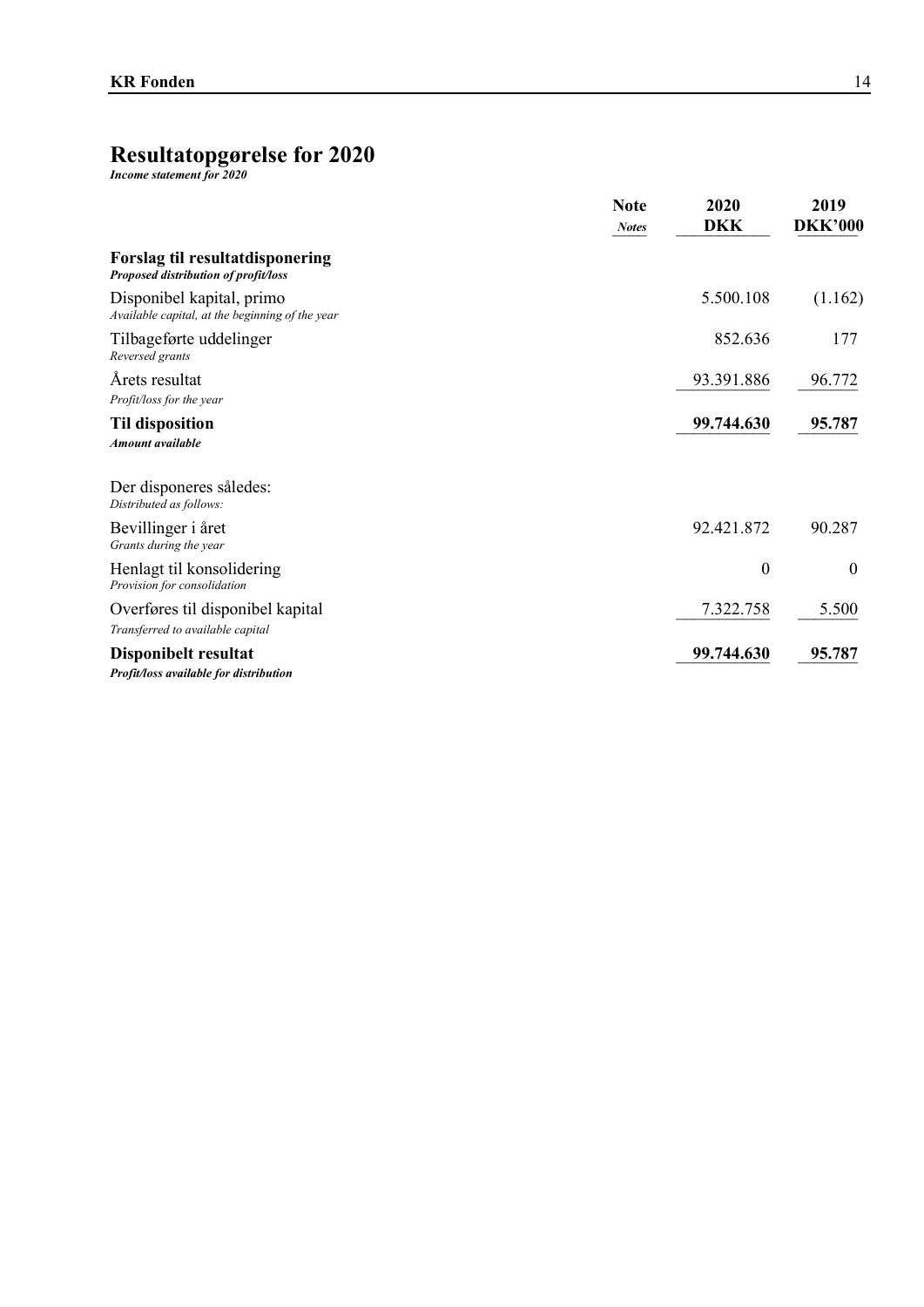# Resultatopgørelse for 2020

***Income statement for 2020***

| | Note *Notes* | 2020 DKK | 2019 DKK'000 |
|---|---|---|---|
| **Forslag til resultatdisponering** ***Proposed distribution of profit/loss*** | | | |
| Disponibel kapital, primo *Available capital, at the beginning of the year* | | 5.500.108 | (1.162) |
| Tilbageførte uddelinger *Reversed grants* | | 852.636 | 177 |
| Årets resultat *Profit/loss for the year* | | 93.391.886 | 96.772 |
| **Til disposition** ***Amount available*** | | **99.744.630** | **95.787** |
| Der disponeres således: *Distributed as follows:* | | | |
| Bevillinger i året *Grants during the year* | | 92.421.872 | 90.287 |
| Henlagt til konsolidering *Provision for consolidation* | | 0 | 0 |
| Overføres til disponibel kapital *Transferred to available capital* | | 7.322.758 | 5.500 |
| **Disponibelt resultat** ***Profit/loss available for distribution*** | | **99.744.630** | **95.787** |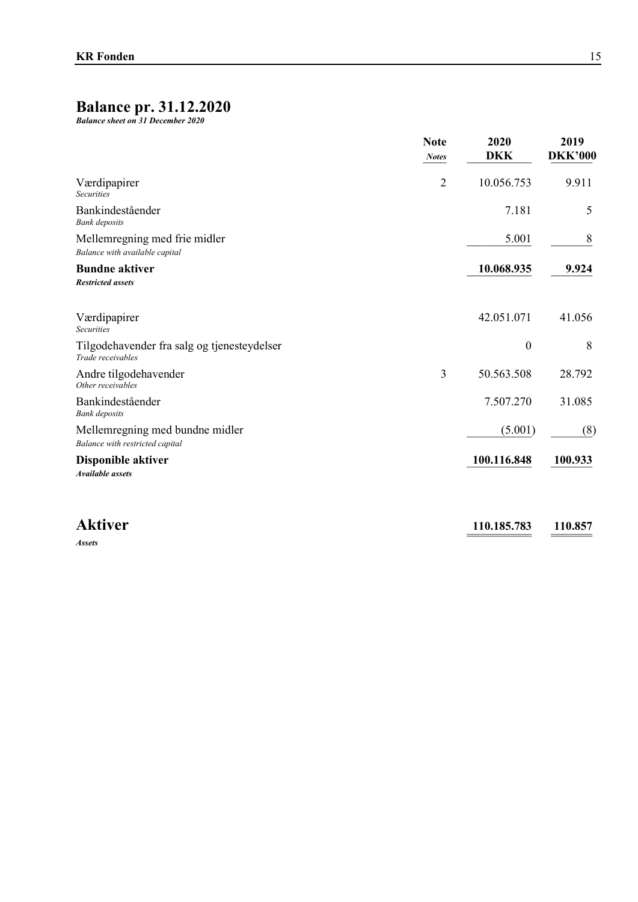# Balance pr. 31.12.2020

***Balance sheet on 31 December 2020***

| | Note *Notes* | 2020 DKK | 2019 DKK'000 |
|---|---|---|---|
| Værdipapirer *Securities* | 2 | 10.056.753 | 9.911 |
| Bankindeståender *Bank deposits* | | 7.181 | 5 |
| Mellemregning med frie midler *Balance with available capital* | | 5.001 | 8 |
| **Bundne aktiver** ***Restricted assets*** | | **10.068.935** | **9.924** |
| Værdipapirer *Securities* | | 42.051.071 | 41.056 |
| Tilgodehavender fra salg og tjenesteydelser *Trade receivables* | | 0 | 8 |
| Andre tilgodehavender *Other receivables* | 3 | 50.563.508 | 28.792 |
| Bankindeståender *Bank deposits* | | 7.507.270 | 31.085 |
| Mellemregning med bundne midler *Balance with restricted capital* | | (5.001) | (8) |
| **Disponible aktiver** ***Available assets*** | | **100.116.848** | **100.933** |
| **Aktiver** ***Assets*** | | **110.185.783** | **110.857** |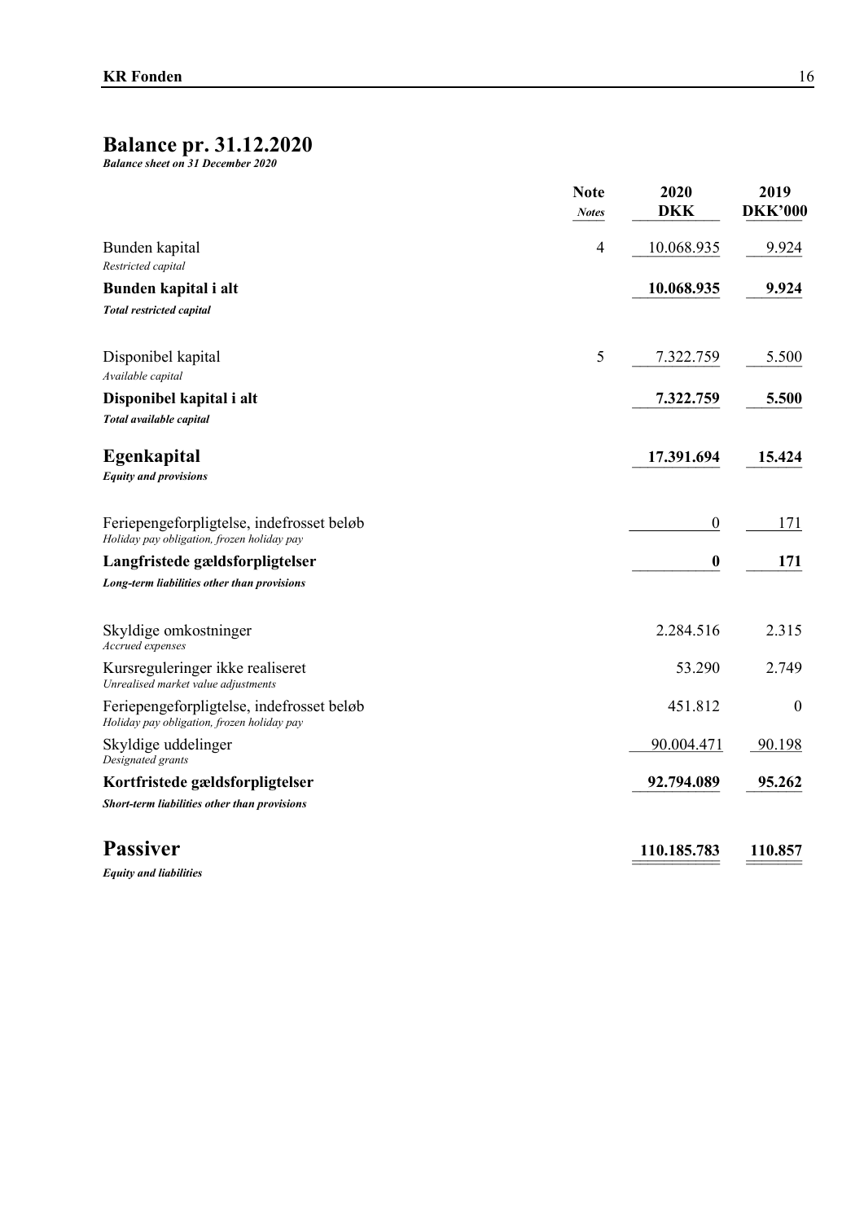# Balance pr. 31.12.2020

***Balance sheet on 31 December 2020***

| | Note *Notes* | 2020 DKK | 2019 DKK'000 |
|---|---|---|---|
| Bunden kapital *Restricted capital* | 4 | 10.068.935 | 9.924 |
| **Bunden kapital i alt** ***Total restricted capital*** | | **10.068.935** | **9.924** |
| Disponibel kapital *Available capital* | 5 | 7.322.759 | 5.500 |
| **Disponibel kapital i alt** ***Total available capital*** | | **7.322.759** | **5.500** |
| **Egenkapital** ***Equity and provisions*** | | **17.391.694** | **15.424** |
| Feriepengeforpligtelse, indefrosset beløb *Holiday pay obligation, frozen holiday pay* | | 0 | 171 |
| **Langfristede gældsforpligtelser** ***Long-term liabilities other than provisions*** | | **0** | **171** |
| Skyldige omkostninger *Accrued expenses* | | 2.284.516 | 2.315 |
| Kursreguleringer ikke realiseret *Unrealised market value adjustments* | | 53.290 | 2.749 |
| Feriepengeforpligtelse, indefrosset beløb *Holiday pay obligation, frozen holiday pay* | | 451.812 | 0 |
| Skyldige uddelinger *Designated grants* | | 90.004.471 | 90.198 |
| **Kortfristede gældsforpligtelser** ***Short-term liabilities other than provisions*** | | **92.794.089** | **95.262** |
| **Passiver** ***Equity and liabilities*** | | **110.185.783** | **110.857** |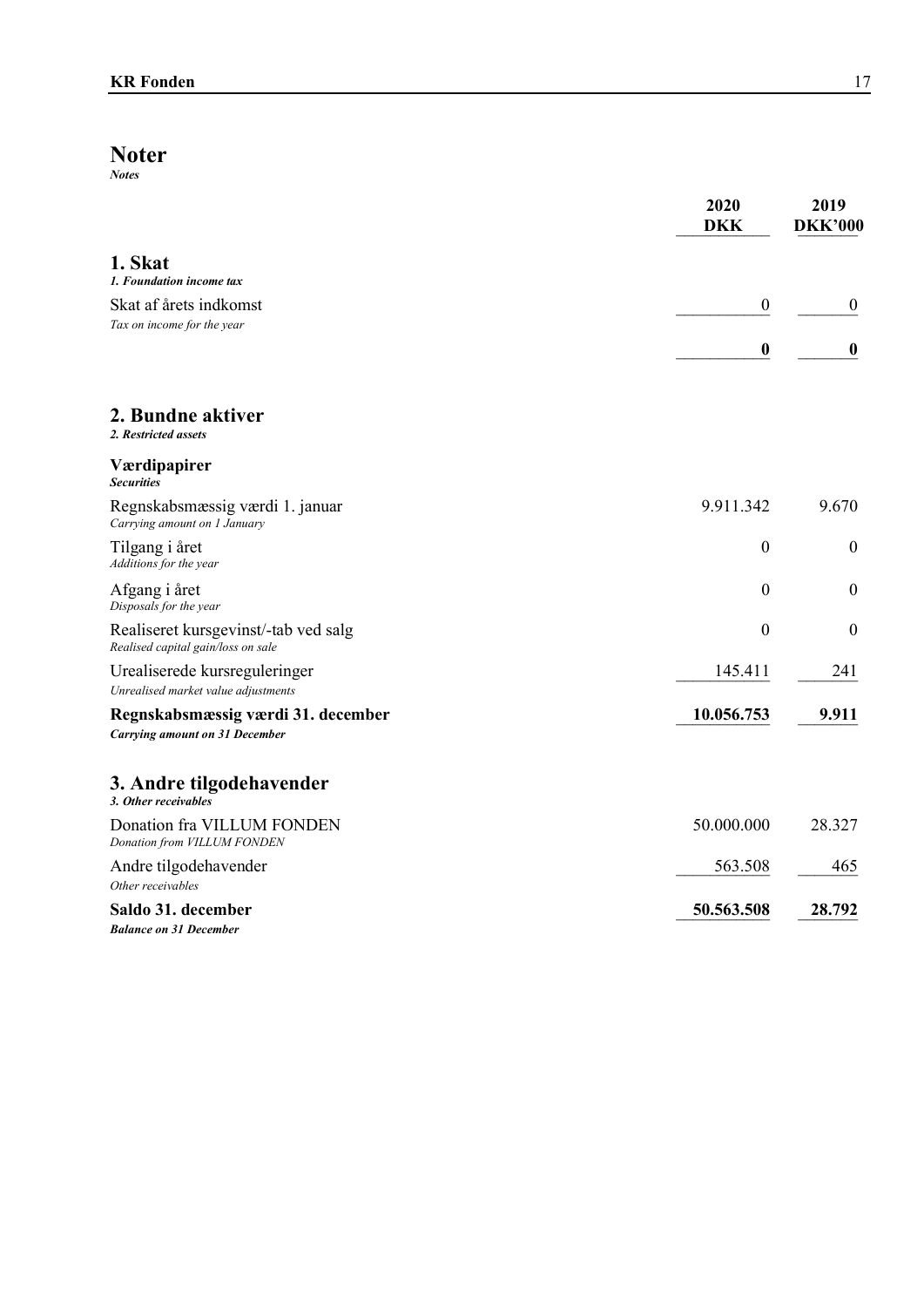# Noter

*Notes*

| | 2020 DKK | 2019 DKK'000 |
|---|---|---|
| **1. Skat** *1. Foundation income tax* | | |
| Skat af årets indkomst *Tax on income for the year* | 0 | 0 |
| | **0** | **0** |
| **2. Bundne aktiver** *2. Restricted assets* | | |
| **Værdipapirer** *Securities* | | |
| Regnskabsmæssig værdi 1. januar *Carrying amount on 1 January* | 9.911.342 | 9.670 |
| Tilgang i året *Additions for the year* | 0 | 0 |
| Afgang i året *Disposals for the year* | 0 | 0 |
| Realiseret kursgevinst/-tab ved salg *Realised capital gain/loss on sale* | 0 | 0 |
| Urealiserede kursreguleringer *Unrealised market value adjustments* | 145.411 | 241 |
| **Regnskabsmæssig værdi 31. december** ***Carrying amount on 31 December*** | **10.056.753** | **9.911** |
| **3. Andre tilgodehavender** *3. Other receivables* | | |
| Donation fra VILLUM FONDEN *Donation from VILLUM FONDEN* | 50.000.000 | 28.327 |
| Andre tilgodehavender *Other receivables* | 563.508 | 465 |
| **Saldo 31. december** ***Balance on 31 December*** | **50.563.508** | **28.792** |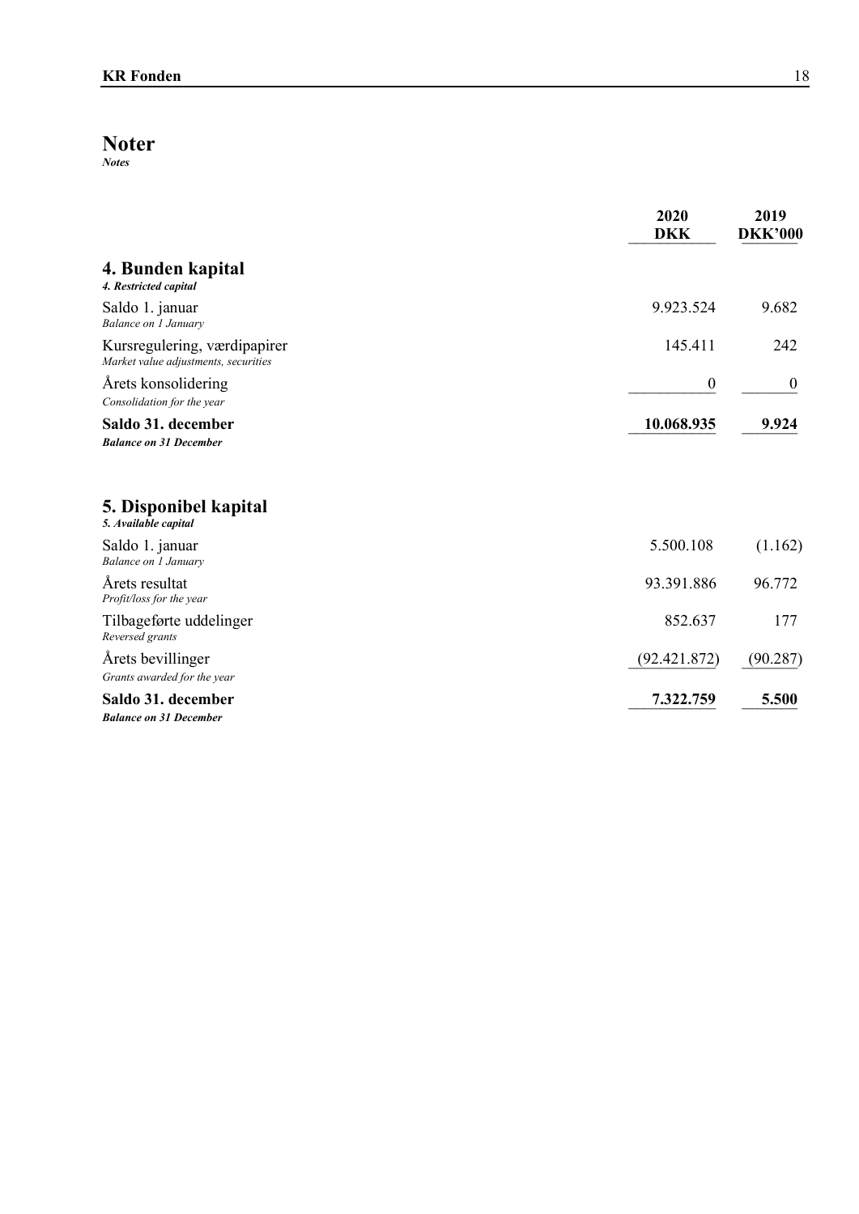# Noter

*Notes*

| | 2020 DKK | 2019 DKK'000 |
|---|---|---|
| **4. Bunden kapital** | | |
| ***4. Restricted capital*** | | |
| Saldo 1. januar *Balance on 1 January* | 9.923.524 | 9.682 |
| Kursregulering, værdipapirer *Market value adjustments, securities* | 145.411 | 242 |
| Årets konsolidering *Consolidation for the year* | 0 | 0 |
| **Saldo 31. december** ***Balance on 31 December*** | **10.068.935** | **9.924** |

| | 2020 DKK | 2019 DKK'000 |
|---|---|---|
| **5. Disponibel kapital** | | |
| ***5. Available capital*** | | |
| Saldo 1. januar *Balance on 1 January* | 5.500.108 | (1.162) |
| Årets resultat *Profit/loss for the year* | 93.391.886 | 96.772 |
| Tilbageførte uddelinger *Reversed grants* | 852.637 | 177 |
| Årets bevillinger *Grants awarded for the year* | (92.421.872) | (90.287) |
| **Saldo 31. december** ***Balance on 31 December*** | **7.322.759** | **5.500** |